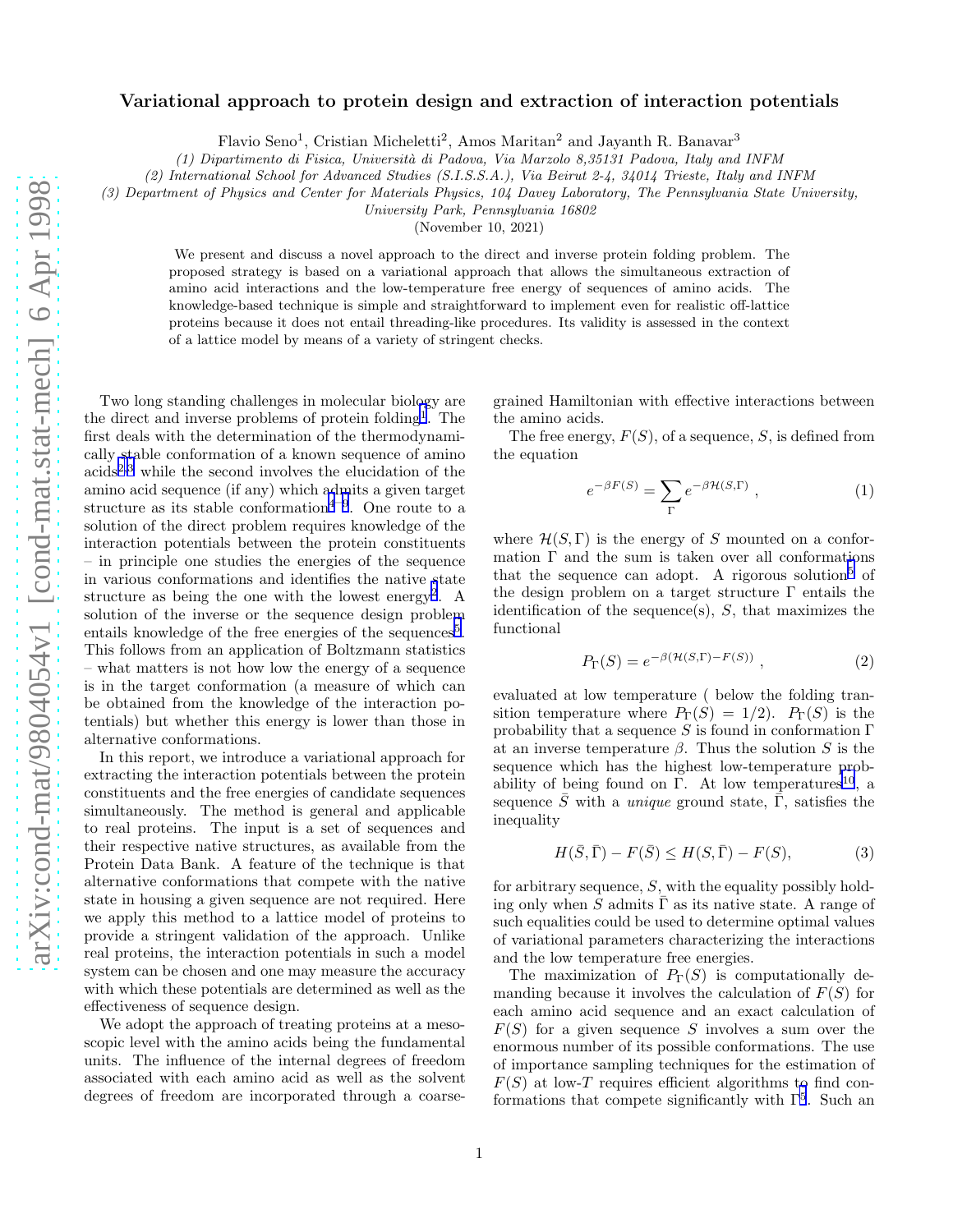# Variational approach to protein design and extraction of interaction potentials

Flavio Seno[1], Cristian Micheletti[2], Amos Maritan[2] and Jayanth R. Banavar[3]

*(1) Dipartimento di Fisica, Università di Padova, Via Marzolo 8,35131 Padova, Italy and INFM*
*(2) International School for Advanced Studies (S.I.S.S.A.), Via Beirut 2-4, 34014 Trieste, Italy and INFM*
*(3) Department of Physics and Center for Materials Physics, 104 Davey Laboratory, The Pennsylvania State University, University Park, Pennsylvania 16802*

(November 10, 2021)

We present and discuss a novel approach to the direct and inverse protein folding problem. The proposed strategy is based on a variational approach that allows the simultaneous extraction of amino acid interactions and the low-temperature free energy of sequences of amino acids. The knowledge-based technique is simple and straightforward to implement even for realistic off-lattice proteins because it does not entail threading-like procedures. Its validity is assessed in the context of a lattice model by means of a variety of stringent checks.

Two long standing challenges in molecular biology are the direct and inverse problems of protein folding[1]. The first deals with the determination of the thermodynamically stable conformation of a known sequence of amino acids[2,3] while the second involves the elucidation of the amino acid sequence (if any) which admits a given target structure as its stable conformation[4–9]. One route to a solution of the direct problem requires knowledge of the interaction potentials between the protein constituents – in principle one studies the energies of the sequence in various conformations and identifies the native state structure as being the one with the lowest energy[2]. A solution of the inverse or the sequence design problem entails knowledge of the free energies of the sequences[5]. This follows from an application of Boltzmann statistics – what matters is not how low the energy of a sequence is in the target conformation (a measure of which can be obtained from the knowledge of the interaction potentials) but whether this energy is lower than those in alternative conformations.

In this report, we introduce a variational approach for extracting the interaction potentials between the protein constituents and the free energies of candidate sequences simultaneously. The method is general and applicable to real proteins. The input is a set of sequences and their respective native structures, as available from the Protein Data Bank. A feature of the technique is that alternative conformations that compete with the native state in housing a given sequence are not required. Here we apply this method to a lattice model of proteins to provide a stringent validation of the approach. Unlike real proteins, the interaction potentials in such a model system can be chosen and one may measure the accuracy with which these potentials are determined as well as the effectiveness of sequence design.

We adopt the approach of treating proteins at a mesoscopic level with the amino acids being the fundamental units. The influence of the internal degrees of freedom associated with each amino acid as well as the solvent degrees of freedom are incorporated through a coarse-grained Hamiltonian with effective interactions between the amino acids.

The free energy, $F(S)$, of a sequence, $S$, is defined from the equation

$$e^{-\beta F(S)} = \sum_{\Gamma} e^{-\beta \mathcal{H}(S,\Gamma)} \,, \tag{1}$$

where $\mathcal{H}(S,\Gamma)$ is the energy of $S$ mounted on a conformation $\Gamma$ and the sum is taken over all conformations that the sequence can adopt. A rigorous solution[5] of the design problem on a target structure $\Gamma$ entails the identification of the sequence(s), $S$, that maximizes the functional

$$P_{\Gamma}(S) = e^{-\beta(\mathcal{H}(S,\Gamma)-F(S))} \,, \tag{2}$$

evaluated at low temperature ( below the folding transition temperature where $P_{\Gamma}(S) = 1/2$). $P_{\Gamma}(S)$ is the probability that a sequence $S$ is found in conformation $\Gamma$ at an inverse temperature $\beta$. Thus the solution $S$ is the sequence which has the highest low-temperature probability of being found on $\Gamma$. At low temperatures[10], a sequence $\bar{S}$ with a *unique* ground state, $\bar{\Gamma}$, satisfies the inequality

$$H(\bar{S},\bar{\Gamma}) - F(\bar{S}) \leq H(S,\bar{\Gamma}) - F(S), \tag{3}$$

for arbitrary sequence, $S$, with the equality possibly holding only when $S$ admits $\bar{\Gamma}$ as its native state. A range of such equalities could be used to determine optimal values of variational parameters characterizing the interactions and the low temperature free energies.

The maximization of $P_{\Gamma}(S)$ is computationally demanding because it involves the calculation of $F(S)$ for each amino acid sequence and an exact calculation of $F(S)$ for a given sequence $S$ involves a sum over the enormous number of its possible conformations. The use of importance sampling techniques for the estimation of $F(S)$ at low-$T$ requires efficient algorithms to find conformations that compete significantly with $\Gamma$[5]. Such an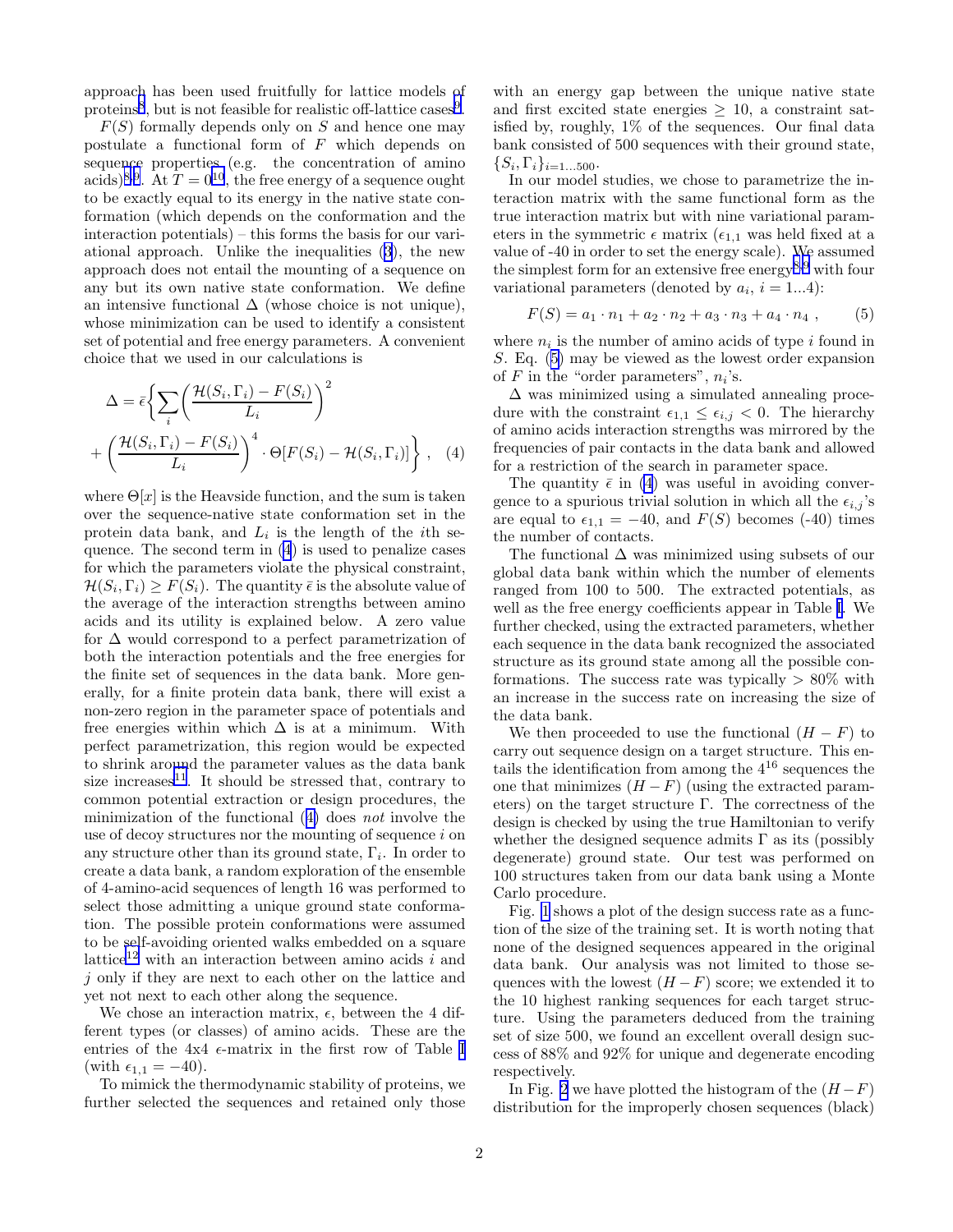approach has been used fruitfully for lattice models of proteins[8], but is not feasible for realistic off-lattice cases[9].

$F(S)$ formally depends only on $S$ and hence one may postulate a functional form of $F$ which depends on sequence properties (e.g. the concentration of amino acids)[8,9]. At $T = 0$[10], the free energy of a sequence ought to be exactly equal to its energy in the native state conformation (which depends on the conformation and the interaction potentials) – this forms the basis for our variational approach. Unlike the inequalities (3), the new approach does not entail the mounting of a sequence on any but its own native state conformation. We define an intensive functional $\Delta$ (whose choice is not unique), whose minimization can be used to identify a consistent set of potential and free energy parameters. A convenient choice that we used in our calculations is

$$\Delta = \bar{\epsilon} \Bigg\{ \sum_i \left( \frac{\mathcal{H}(S_i,\Gamma_i) - F(S_i)}{L_i} \right)^2 + \left( \frac{\mathcal{H}(S_i,\Gamma_i) - F(S_i)}{L_i} \right)^4 \cdot \Theta[F(S_i) - \mathcal{H}(S_i,\Gamma_i)] \Bigg\} \ , \quad (4)$$

where $\Theta[x]$ is the Heavside function, and the sum is taken over the sequence-native state conformation set in the protein data bank, and $L_i$ is the length of the $i$th sequence. The second term in (4) is used to penalize cases for which the parameters violate the physical constraint, $\mathcal{H}(S_i,\Gamma_i) \geq F(S_i)$. The quantity $\bar{\epsilon}$ is the absolute value of the average of the interaction strengths between amino acids and its utility is explained below. A zero value for $\Delta$ would correspond to a perfect parametrization of both the interaction potentials and the free energies for the finite set of sequences in the data bank. More generally, for a finite protein data bank, there will exist a non-zero region in the parameter space of potentials and free energies within which $\Delta$ is at a minimum. With perfect parametrization, this region would be expected to shrink around the parameter values as the data bank size increases[11]. It should be stressed that, contrary to common potential extraction or design procedures, the minimization of the functional (4) does *not* involve the use of decoy structures nor the mounting of sequence $i$ on any structure other than its ground state, $\Gamma_i$. In order to create a data bank, a random exploration of the ensemble of 4-amino-acid sequences of length 16 was performed to select those admitting a unique ground state conformation. The possible protein conformations were assumed to be self-avoiding oriented walks embedded on a square lattice[12] with an interaction between amino acids $i$ and $j$ only if they are next to each other on the lattice and yet not next to each other along the sequence.

We chose an interaction matrix, $\epsilon$, between the 4 different types (or classes) of amino acids. These are the entries of the 4x4 $\epsilon$-matrix in the first row of Table I (with $\epsilon_{1,1} = -40$).

To mimick the thermodynamic stability of proteins, we further selected the sequences and retained only those with an energy gap between the unique native state and first excited state energies $\geq 10$, a constraint satisfied by, roughly, 1% of the sequences. Our final data bank consisted of 500 sequences with their ground state, $\{S_i, \Gamma_i\}_{i=1...500}$.

In our model studies, we chose to parametrize the interaction matrix with the same functional form as the true interaction matrix but with nine variational parameters in the symmetric $\epsilon$ matrix ($\epsilon_{1,1}$ was held fixed at a value of -40 in order to set the energy scale). We assumed the simplest form for an extensive free energy[8,9] with four variational parameters (denoted by $a_i$, $i = 1...4$):

$$F(S) = a_1 \cdot n_1 + a_2 \cdot n_2 + a_3 \cdot n_3 + a_4 \cdot n_4 \ , \quad (5)$$

where $n_i$ is the number of amino acids of type $i$ found in $S$. Eq. (5) may be viewed as the lowest order expansion of $F$ in the "order parameters", $n_i$'s.

$\Delta$ was minimized using a simulated annealing procedure with the constraint $\epsilon_{1,1} \leq \epsilon_{i,j} < 0$. The hierarchy of amino acids interaction strengths was mirrored by the frequencies of pair contacts in the data bank and allowed for a restriction of the search in parameter space.

The quantity $\bar{\epsilon}$ in (4) was useful in avoiding convergence to a spurious trivial solution in which all the $\epsilon_{i,j}$'s are equal to $\epsilon_{1,1} = -40$, and $F(S)$ becomes (-40) times the number of contacts.

The functional $\Delta$ was minimized using subsets of our global data bank within which the number of elements ranged from 100 to 500. The extracted potentials, as well as the free energy coefficients appear in Table I. We further checked, using the extracted parameters, whether each sequence in the data bank recognized the associated structure as its ground state among all the possible conformations. The success rate was typically $> 80\%$ with an increase in the success rate on increasing the size of the data bank.

We then proceeded to use the functional $(H - F)$ to carry out sequence design on a target structure. This entails the identification from among the $4^{16}$ sequences the one that minimizes $(H - F)$ (using the extracted parameters) on the target structure $\Gamma$. The correctness of the design is checked by using the true Hamiltonian to verify whether the designed sequence admits $\Gamma$ as its (possibly degenerate) ground state. Our test was performed on 100 structures taken from our data bank using a Monte Carlo procedure.

Fig. 1 shows a plot of the design success rate as a function of the size of the training set. It is worth noting that none of the designed sequences appeared in the original data bank. Our analysis was not limited to those sequences with the lowest $(H - F)$ score; we extended it to the 10 highest ranking sequences for each target structure. Using the parameters deduced from the training set of size 500, we found an excellent overall design success of 88% and 92% for unique and degenerate encoding respectively.

In Fig. 2 we have plotted the histogram of the $(H-F)$ distribution for the improperly chosen sequences (black)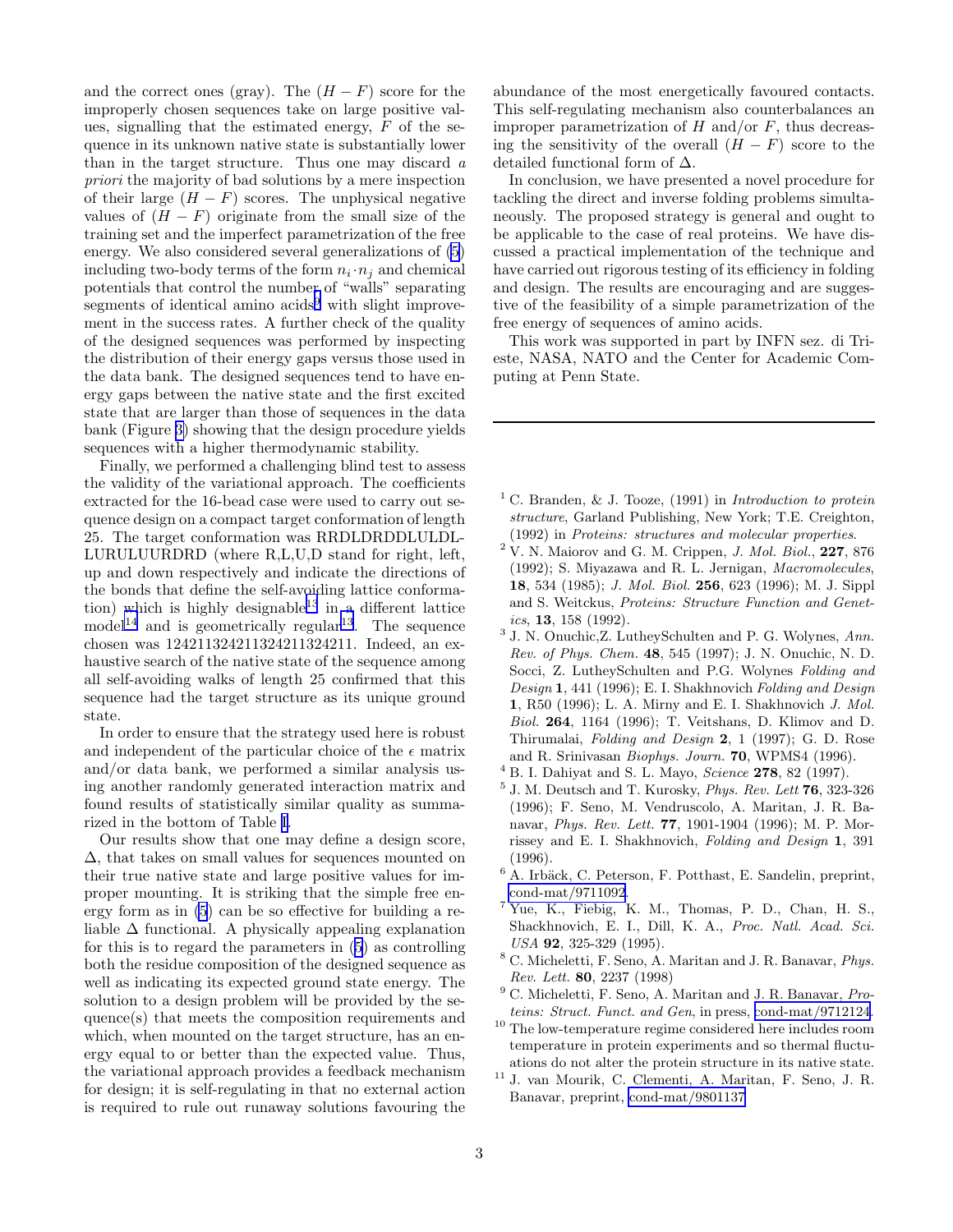and the correct ones (gray). The $(H-F)$ score for the improperly chosen sequences take on large positive values, signalling that the estimated energy, $F$ of the sequence in its unknown native state is substantially lower than in the target structure. Thus one may discard *a priori* the majority of bad solutions by a mere inspection of their large $(H-F)$ scores. The unphysical negative values of $(H-F)$ originate from the small size of the training set and the imperfect parametrization of the free energy. We also considered several generalizations of (5) including two-body terms of the form $n_i \cdot n_j$ and chemical potentials that control the number of "walls" separating segments of identical amino acids[9] with slight improvement in the success rates. A further check of the quality of the designed sequences was performed by inspecting the distribution of their energy gaps versus those used in the data bank. The designed sequences tend to have energy gaps between the native state and the first excited state that are larger than those of sequences in the data bank (Figure 3) showing that the design procedure yields sequences with a higher thermodynamic stability.

Finally, we performed a challenging blind test to assess the validity of the variational approach. The coefficients extracted for the 16-bead case were used to carry out sequence design on a compact target conformation of length 25. The target conformation was RRDLDRDDLULDLLURULUURDRD (where R,L,U,D stand for right, left, up and down respectively and indicate the directions of the bonds that define the self-avoiding lattice conformation) which is highly designable[13] in a different lattice model[14] and is geometrically regular[13]. The sequence chosen was 1242113242113242113 24211. Indeed, an exhaustive search of the native state of the sequence among all self-avoiding walks of length 25 confirmed that this sequence had the target structure as its unique ground state.

In order to ensure that the strategy used here is robust and independent of the particular choice of the $\epsilon$ matrix and/or data bank, we performed a similar analysis using another randomly generated interaction matrix and found results of statistically similar quality as summarized in the bottom of Table I.

Our results show that one may define a design score, $\Delta$, that takes on small values for sequences mounted on their true native state and large positive values for improper mounting. It is striking that the simple free energy form as in (5) can be so effective for building a reliable $\Delta$ functional. A physically appealing explanation for this is to regard the parameters in (5) as controlling both the residue composition of the designed sequence as well as indicating its expected ground state energy. The solution to a design problem will be provided by the sequence(s) that meets the composition requirements and which, when mounted on the target structure, has an energy equal to or better than the expected value. Thus, the variational approach provides a feedback mechanism for design; it is self-regulating in that no external action is required to rule out runaway solutions favouring the abundance of the most energetically favoured contacts. This self-regulating mechanism also counterbalances an improper parametrization of $H$ and/or $F$, thus decreasing the sensitivity of the overall $(H-F)$ score to the detailed functional form of $\Delta$.

In conclusion, we have presented a novel procedure for tackling the direct and inverse folding problems simultaneously. The proposed strategy is general and ought to be applicable to the case of real proteins. We have discussed a practical implementation of the technique and have carried out rigorous testing of its efficiency in folding and design. The results are encouraging and are suggestive of the feasibility of a simple parametrization of the free energy of sequences of amino acids.

This work was supported in part by INFN sez. di Trieste, NASA, NATO and the Center for Academic Computing at Penn State.

---

[1] C. Branden, & J. Tooze, (1991) in *Introduction to protein structure*, Garland Publishing, New York; T.E. Creighton, (1992) in *Proteins: structures and molecular properties*.

[2] V. N. Maiorov and G. M. Crippen, *J. Mol. Biol.*, **227**, 876 (1992); S. Miyazawa and R. L. Jernigan, *Macromolecules*, **18**, 534 (1985); *J. Mol. Biol.* **256**, 623 (1996); M. J. Sippl and S. Weitckus, *Proteins: Structure Function and Genetics*, **13**, 158 (1992).

[3] J. N. Onuchic,Z. LutheySchulten and P. G. Wolynes, *Ann. Rev. of Phys. Chem.* **48**, 545 (1997); J. N. Onuchic, N. D. Socci, Z. LutheySchulten and P.G. Wolynes *Folding and Design* **1**, 441 (1996); E. I. Shakhnovich *Folding and Design* **1**, R50 (1996); L. A. Mirny and E. I. Shakhnovich *J. Mol. Biol.* **264**, 1164 (1996); T. Veitshans, D. Klimov and D. Thirumalai, *Folding and Design* **2**, 1 (1997); G. D. Rose and R. Srinivasan *Biophys. Journ.* **70**, WPMS4 (1996).

[4] B. I. Dahiyat and S. L. Mayo, *Science* **278**, 82 (1997).

[5] J. M. Deutsch and T. Kurosky, *Phys. Rev. Lett* **76**, 323-326 (1996); F. Seno, M. Vendruscolo, A. Maritan, J. R. Banavar, *Phys. Rev. Lett.* **77**, 1901-1904 (1996); M. P. Morrissey and E. I. Shakhnovich, *Folding and Design* **1**, 391 (1996).

[6] A. Irbäck, C. Peterson, F. Potthast, E. Sandelin, preprint, cond-mat/9711092.

[7] Yue, K., Fiebig, K. M., Thomas, P. D., Chan, H. S., Shackhnovich, E. I., Dill, K. A., *Proc. Natl. Acad. Sci. USA* **92**, 325-329 (1995).

[8] C. Micheletti, F. Seno, A. Maritan and J. R. Banavar, *Phys. Rev. Lett.* **80**, 2237 (1998)

[9] C. Micheletti, F. Seno, A. Maritan and J. R. Banavar, *Proteins: Struct. Funct. and Gen*, in press, cond-mat/9712124.

[10] The low-temperature regime considered here includes room temperature in protein experiments and so thermal fluctuations do not alter the protein structure in its native state.

[11] J. van Mourik, C. Clementi, A. Maritan, F. Seno, J. R. Banavar, preprint, cond-mat/9801137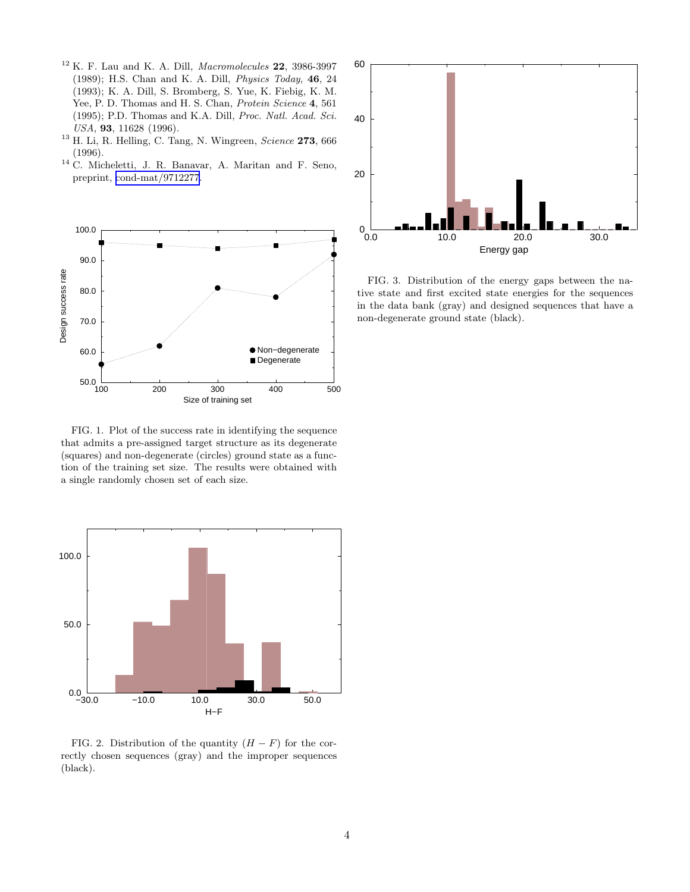[12] K. F. Lau and K. A. Dill, *Macromolecules* **22**, 3986-3997 (1989); H.S. Chan and K. A. Dill, *Physics Today*, **46**, 24 (1993); K. A. Dill, S. Bromberg, S. Yue, K. Fiebig, K. M. Yee, P. D. Thomas and H. S. Chan, *Protein Science* **4**, 561 (1995); P.D. Thomas and K.A. Dill, *Proc. Natl. Acad. Sci. USA*, **93**, 11628 (1996).

[13] H. Li, R. Helling, C. Tang, N. Wingreen, *Science* **273**, 666 (1996).

[14] C. Micheletti, J. R. Banavar, A. Maritan and F. Seno, preprint, cond-mat/9712277.

FIG. 1. Plot of the success rate in identifying the sequence that admits a pre-assigned target structure as its degenerate (squares) and non-degenerate (circles) ground state as a function of the training set size. The results were obtained with a single randomly chosen set of each size.

FIG. 2. Distribution of the quantity $(H - F)$ for the correctly chosen sequences (gray) and the improper sequences (black).

FIG. 3. Distribution of the energy gaps between the native state and first excited state energies for the sequences in the data bank (gray) and designed sequences that have a non-degenerate ground state (black).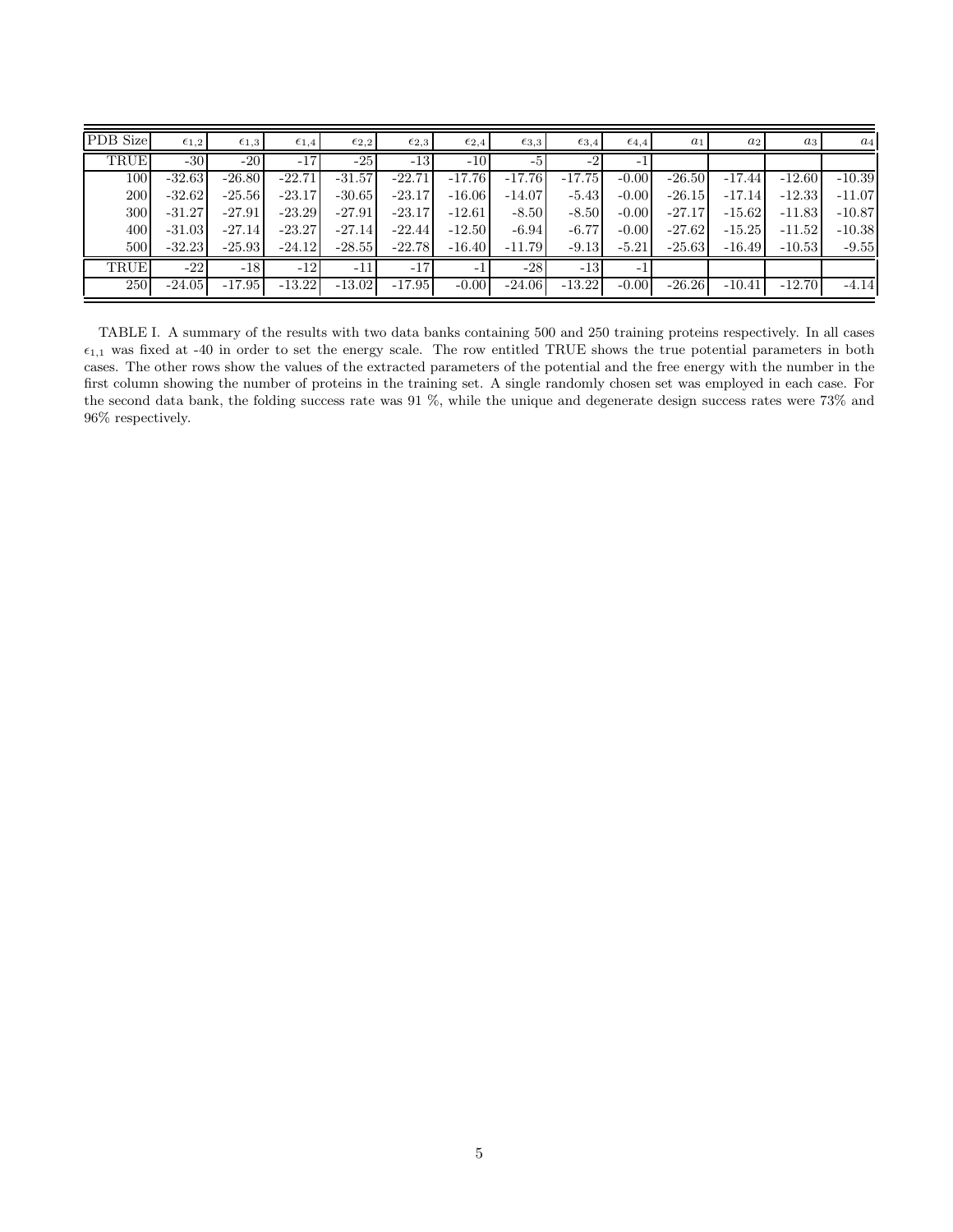| PDB Size | $\epsilon_{1,2}$ | $\epsilon_{1,3}$ | $\epsilon_{1,4}$ | $\epsilon_{2,2}$ | $\epsilon_{2,3}$ | $\epsilon_{2,4}$ | $\epsilon_{3,3}$ | $\epsilon_{3,4}$ | $\epsilon_{4,4}$ | $a_1$ | $a_2$ | $a_3$ | $a_4$ |
|---|---|---|---|---|---|---|---|---|---|---|---|---|---|
| TRUE | -30 | -20 | -17 | -25 | -13 | -10 | -5 | -2 | -1 | | | | |
| 100 | -32.63 | -26.80 | -22.71 | -31.57 | -22.71 | -17.76 | -17.76 | -17.75 | -0.00 | -26.50 | -17.44 | -12.60 | -10.39 |
| 200 | -32.62 | -25.56 | -23.17 | -30.65 | -23.17 | -16.06 | -14.07 | -5.43 | -0.00 | -26.15 | -17.14 | -12.33 | -11.07 |
| 300 | -31.27 | -27.91 | -23.29 | -27.91 | -23.17 | -12.61 | -8.50 | -8.50 | -0.00 | -27.17 | -15.62 | -11.83 | -10.87 |
| 400 | -31.03 | -27.14 | -23.27 | -27.14 | -22.44 | -12.50 | -6.94 | -6.77 | -0.00 | -27.62 | -15.25 | -11.52 | -10.38 |
| 500 | -32.23 | -25.93 | -24.12 | -28.55 | -22.78 | -16.40 | -11.79 | -9.13 | -5.21 | -25.63 | -16.49 | -10.53 | -9.55 |
| TRUE | -22 | -18 | -12 | -11 | -17 | -1 | -28 | -13 | -1 | | | | |
| 250 | -24.05 | -17.95 | -13.22 | -13.02 | -17.95 | -0.00 | -24.06 | -13.22 | -0.00 | -26.26 | -10.41 | -12.70 | -4.14 |

TABLE I. A summary of the results with two data banks containing 500 and 250 training proteins respectively. In all cases $\epsilon_{1,1}$ was fixed at -40 in order to set the energy scale. The row entitled TRUE shows the true potential parameters in both cases. The other rows show the values of the extracted parameters of the potential and the free energy with the number in the first column showing the number of proteins in the training set. A single randomly chosen set was employed in each case. For the second data bank, the folding success rate was 91 %, while the unique and degenerate design success rates were 73% and 96% respectively.